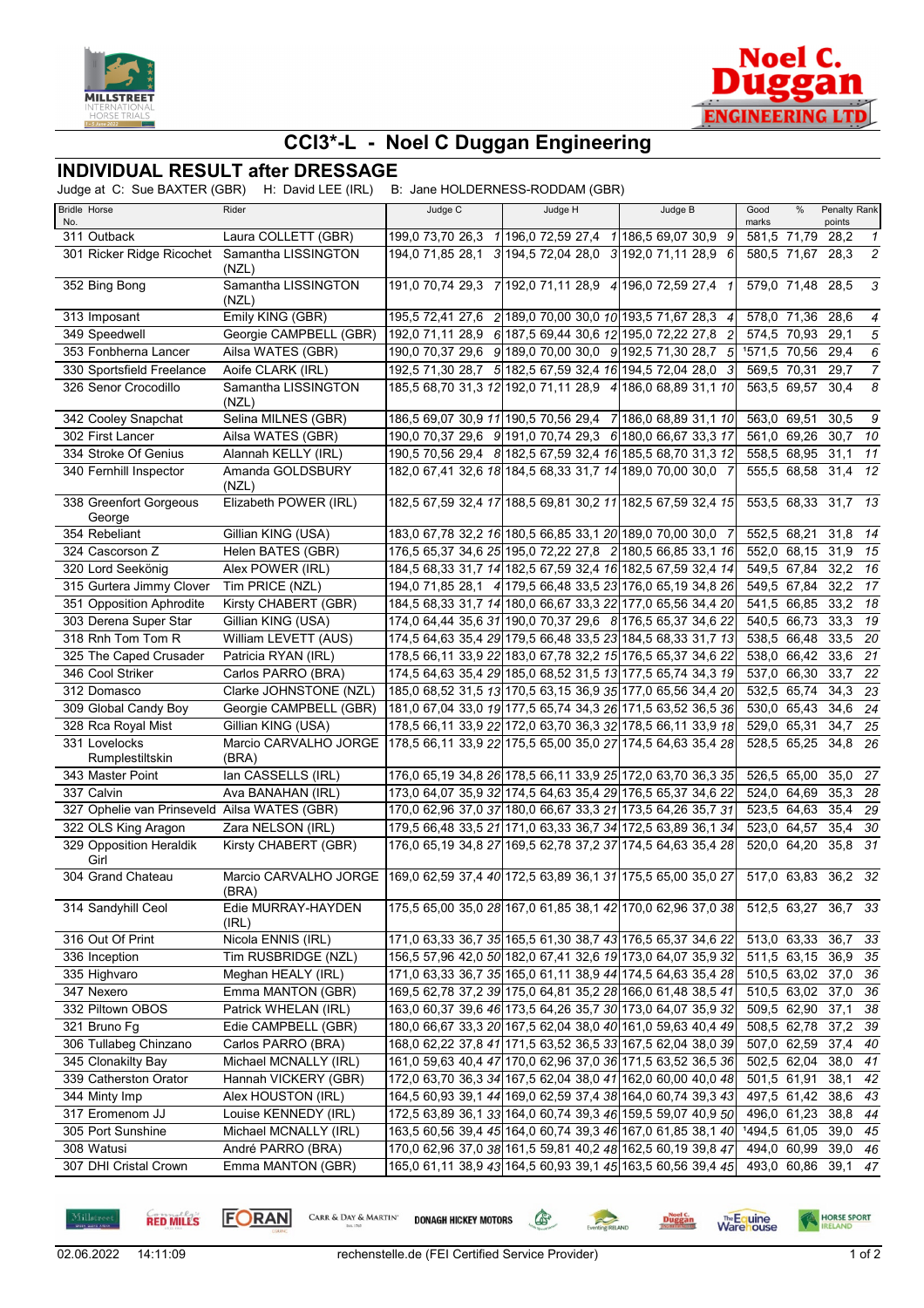# CCI3*-L - Noel C Duggan Engineering

## INDIVIDUAL RESULT after DRESSAGE

Judge at C: Sue BAXTER (GBR) H: David LEE (IRL) B: Jane HOLDERNESS-RODDAM (GBR)

| Bridle No. | Horse | Rider | Judge C | | | | Judge H | | | | Judge B | | | | Good marks | % | Penalty points | Rank |
|---|---|---|---|---|---|---|---|---|---|---|---|---|---|---|---|---|---|---|
| 311 | Outback | Laura COLLETT (GBR) | 199,0 | 73,70 | 26,3 | 1 | 196,0 | 72,59 | 27,4 | 1 | 186,5 | 69,07 | 30,9 | 9 | 581,5 | 71,79 | 28,2 | 1 |
| 301 | Ricker Ridge Ricochet | Samantha LISSINGTON (NZL) | 194,0 | 71,85 | 28,1 | 3 | 194,5 | 72,04 | 28,0 | 3 | 192,0 | 71,11 | 28,9 | 6 | 580,5 | 71,67 | 28,3 | 2 |
| 352 | Bing Bong | Samantha LISSINGTON (NZL) | 191,0 | 70,74 | 29,3 | 7 | 192,0 | 71,11 | 28,9 | 4 | 196,0 | 72,59 | 27,4 | 1 | 579,0 | 71,48 | 28,5 | 3 |
| 313 | Imposant | Emily KING (GBR) | 195,5 | 72,41 | 27,6 | 2 | 189,0 | 70,00 | 30,0 | 10 | 193,5 | 71,67 | 28,3 | 4 | 578,0 | 71,36 | 28,6 | 4 |
| 349 | Speedwell | Georgie CAMPBELL (GBR) | 192,0 | 71,11 | 28,9 | 6 | 187,5 | 69,44 | 30,6 | 12 | 195,0 | 72,22 | 27,8 | 2 | 574,5 | 70,93 | 29,1 | 5 |
| 353 | Fonbherna Lancer | Ailsa WATES (GBR) | 190,0 | 70,37 | 29,6 | 9 | 189,0 | 70,00 | 30,0 | 9 | 192,5 | 71,30 | 28,7 | 5 | 1571,5 | 70,56 | 29,4 | 6 |
| 330 | Sportsfield Freelance | Aoife CLARK (IRL) | 192,5 | 71,30 | 28,7 | 5 | 182,5 | 67,59 | 32,4 | 16 | 194,5 | 72,04 | 28,0 | 3 | 569,5 | 70,31 | 29,7 | 7 |
| 326 | Senor Crocodillo | Samantha LISSINGTON (NZL) | 185,5 | 68,70 | 31,3 | 12 | 192,0 | 71,11 | 28,9 | 4 | 186,0 | 68,89 | 31,1 | 10 | 563,5 | 69,57 | 30,4 | 8 |
| 342 | Cooley Snapchat | Selina MILNES (GBR) | 186,5 | 69,07 | 30,9 | 11 | 190,5 | 70,56 | 29,4 | 7 | 186,0 | 68,89 | 31,1 | 10 | 563,0 | 69,51 | 30,5 | 9 |
| 302 | First Lancer | Ailsa WATES (GBR) | 190,0 | 70,37 | 29,6 | 9 | 191,0 | 70,74 | 29,3 | 6 | 180,0 | 66,67 | 33,3 | 17 | 561,0 | 69,26 | 30,7 | 10 |
| 334 | Stroke Of Genius | Alannah KELLY (IRL) | 190,5 | 70,56 | 29,4 | 8 | 182,5 | 67,59 | 32,4 | 16 | 185,5 | 68,70 | 31,3 | 12 | 558,5 | 68,95 | 31,1 | 11 |
| 340 | Fernhill Inspector | Amanda GOLDSBURY (NZL) | 182,0 | 67,41 | 32,6 | 18 | 184,5 | 68,33 | 31,7 | 14 | 189,0 | 70,00 | 30,0 | 7 | 555,5 | 68,58 | 31,4 | 12 |
| 338 | Greenfort Gorgeous George | Elizabeth POWER (IRL) | 182,5 | 67,59 | 32,4 | 17 | 188,5 | 69,81 | 30,2 | 11 | 182,5 | 67,59 | 32,4 | 15 | 553,5 | 68,33 | 31,7 | 13 |
| 354 | Rebeliant | Gillian KING (USA) | 183,0 | 67,78 | 32,2 | 16 | 180,5 | 66,85 | 33,1 | 20 | 189,0 | 70,00 | 30,0 | 7 | 552,5 | 68,21 | 31,8 | 14 |
| 324 | Cascorson Z | Helen BATES (GBR) | 176,5 | 65,37 | 34,6 | 25 | 195,0 | 72,22 | 27,8 | 2 | 180,5 | 66,85 | 33,1 | 16 | 552,0 | 68,15 | 31,9 | 15 |
| 320 | Lord Seekönig | Alex POWER (IRL) | 184,5 | 68,33 | 31,7 | 14 | 182,5 | 67,59 | 32,4 | 16 | 182,5 | 67,59 | 32,4 | 14 | 549,5 | 67,84 | 32,2 | 16 |
| 315 | Gurtera Jimmy Clover | Tim PRICE (NZL) | 194,0 | 71,85 | 28,1 | 4 | 179,5 | 66,48 | 33,5 | 23 | 176,0 | 65,19 | 34,8 | 26 | 549,5 | 67,84 | 32,2 | 17 |
| 351 | Opposition Aphrodite | Kirsty CHABERT (GBR) | 184,5 | 68,33 | 31,7 | 14 | 180,0 | 66,67 | 33,3 | 22 | 177,0 | 65,56 | 34,4 | 20 | 541,5 | 66,85 | 33,2 | 18 |
| 303 | Derena Super Star | Gillian KING (USA) | 174,0 | 64,44 | 35,6 | 31 | 190,0 | 70,37 | 29,6 | 8 | 176,5 | 65,37 | 34,6 | 22 | 540,5 | 66,73 | 33,3 | 19 |
| 318 | Rnh Tom Tom R | William LEVETT (AUS) | 174,5 | 64,63 | 35,4 | 29 | 179,5 | 66,48 | 33,5 | 23 | 184,5 | 68,33 | 31,7 | 13 | 538,5 | 66,48 | 33,5 | 20 |
| 325 | The Caped Crusader | Patricia RYAN (IRL) | 178,5 | 66,11 | 33,9 | 22 | 183,0 | 67,78 | 32,2 | 15 | 176,5 | 65,37 | 34,6 | 22 | 538,0 | 66,42 | 33,6 | 21 |
| 346 | Cool Striker | Carlos PARRO (BRA) | 174,5 | 64,63 | 35,4 | 29 | 185,0 | 68,52 | 31,5 | 13 | 177,5 | 65,74 | 34,3 | 19 | 537,0 | 66,30 | 33,7 | 22 |
| 312 | Domasco | Clarke JOHNSTONE (NZL) | 185,0 | 68,52 | 31,5 | 13 | 170,5 | 63,15 | 36,9 | 35 | 177,0 | 65,56 | 34,4 | 20 | 532,5 | 65,74 | 34,3 | 23 |
| 309 | Global Candy Boy | Georgie CAMPBELL (GBR) | 181,0 | 67,04 | 33,0 | 19 | 177,5 | 65,74 | 34,3 | 26 | 171,5 | 63,52 | 36,5 | 36 | 530,0 | 65,43 | 34,6 | 24 |
| 328 | Rca Royal Mist | Gillian KING (USA) | 178,5 | 66,11 | 33,9 | 22 | 172,0 | 63,70 | 36,3 | 32 | 178,5 | 66,11 | 33,9 | 18 | 529,0 | 65,31 | 34,7 | 25 |
| 331 | Lovelocks Rumplestiltskin | Marcio CARVALHO JORGE (BRA) | 178,5 | 66,11 | 33,9 | 22 | 175,5 | 65,00 | 35,0 | 27 | 174,5 | 64,63 | 35,4 | 28 | 528,5 | 65,25 | 34,8 | 26 |
| 343 | Master Point | Ian CASSELLS (IRL) | 176,0 | 65,19 | 34,8 | 26 | 178,5 | 66,11 | 33,9 | 25 | 172,0 | 63,70 | 36,3 | 35 | 526,5 | 65,00 | 35,0 | 27 |
| 337 | Calvin | Ava BANAHAN (IRL) | 173,0 | 64,07 | 35,9 | 32 | 174,5 | 64,63 | 35,4 | 29 | 176,5 | 65,37 | 34,6 | 22 | 524,0 | 64,69 | 35,3 | 28 |
| 327 | Ophelie van Prinseveld | Ailsa WATES (GBR) | 170,0 | 62,96 | 37,0 | 37 | 180,0 | 66,67 | 33,3 | 21 | 173,5 | 64,26 | 35,7 | 31 | 523,5 | 64,63 | 35,4 | 29 |
| 322 | OLS King Aragon | Zara NELSON (IRL) | 179,5 | 66,48 | 33,5 | 21 | 171,0 | 63,33 | 36,7 | 34 | 172,5 | 63,89 | 36,1 | 34 | 523,0 | 64,57 | 35,4 | 30 |
| 329 | Opposition Heraldik Girl | Kirsty CHABERT (GBR) | 176,0 | 65,19 | 34,8 | 27 | 169,5 | 62,78 | 37,2 | 37 | 174,5 | 64,63 | 35,4 | 28 | 520,0 | 64,20 | 35,8 | 31 |
| 304 | Grand Chateau | Marcio CARVALHO JORGE (BRA) | 169,0 | 62,59 | 37,4 | 40 | 172,5 | 63,89 | 36,1 | 31 | 175,5 | 65,00 | 35,0 | 27 | 517,0 | 63,83 | 36,2 | 32 |
| 314 | Sandyhill Ceol | Edie MURRAY-HAYDEN (IRL) | 175,5 | 65,00 | 35,0 | 28 | 167,0 | 61,85 | 38,1 | 42 | 170,0 | 62,96 | 37,0 | 38 | 512,5 | 63,27 | 36,7 | 33 |
| 316 | Out Of Print | Nicola ENNIS (IRL) | 171,0 | 63,33 | 36,7 | 35 | 165,5 | 61,30 | 38,7 | 43 | 176,5 | 65,37 | 34,6 | 22 | 513,0 | 63,33 | 36,7 | 33 |
| 336 | Inception | Tim RUSBRIDGE (NZL) | 156,5 | 57,96 | 42,0 | 50 | 182,0 | 67,41 | 32,6 | 19 | 173,0 | 64,07 | 35,9 | 32 | 511,5 | 63,15 | 36,9 | 35 |
| 335 | Highvaro | Meghan HEALY (IRL) | 171,0 | 63,33 | 36,7 | 35 | 165,0 | 61,11 | 38,9 | 44 | 174,5 | 64,63 | 35,4 | 28 | 510,5 | 63,02 | 37,0 | 36 |
| 347 | Nexero | Emma MANTON (GBR) | 169,5 | 62,78 | 37,2 | 39 | 175,0 | 64,81 | 35,2 | 28 | 166,0 | 61,48 | 38,5 | 41 | 510,5 | 63,02 | 37,0 | 36 |
| 332 | Piltown OBOS | Patrick WHELAN (IRL) | 163,0 | 60,37 | 39,6 | 46 | 173,5 | 64,26 | 35,7 | 30 | 173,0 | 64,07 | 35,9 | 32 | 509,5 | 62,90 | 37,1 | 38 |
| 321 | Bruno Fg | Edie CAMPBELL (GBR) | 180,0 | 66,67 | 33,3 | 20 | 167,5 | 62,04 | 38,0 | 40 | 161,0 | 59,63 | 40,4 | 49 | 508,5 | 62,78 | 37,2 | 39 |
| 306 | Tullabeg Chinzano | Carlos PARRO (BRA) | 168,0 | 62,22 | 37,8 | 41 | 171,5 | 63,52 | 36,5 | 33 | 167,5 | 62,04 | 38,0 | 39 | 507,0 | 62,59 | 37,4 | 40 |
| 345 | Clonakilty Bay | Michael MCNALLY (IRL) | 161,0 | 59,63 | 40,4 | 47 | 170,0 | 62,96 | 37,0 | 36 | 171,5 | 63,52 | 36,5 | 36 | 502,5 | 62,04 | 38,0 | 41 |
| 339 | Catherston Orator | Hannah VICKERY (GBR) | 172,0 | 63,70 | 36,3 | 34 | 167,5 | 62,04 | 38,0 | 41 | 162,0 | 60,00 | 40,0 | 48 | 501,5 | 61,91 | 38,1 | 42 |
| 344 | Minty Imp | Alex HOUSTON (IRL) | 164,5 | 60,93 | 39,1 | 44 | 169,0 | 62,59 | 37,4 | 38 | 164,0 | 60,74 | 39,3 | 43 | 497,5 | 61,42 | 38,6 | 43 |
| 317 | Eromenom JJ | Louise KENNEDY (IRL) | 172,5 | 63,89 | 36,1 | 33 | 164,0 | 60,74 | 39,3 | 46 | 159,5 | 59,07 | 40,9 | 50 | 496,0 | 61,23 | 38,8 | 44 |
| 305 | Port Sunshine | Michael MCNALLY (IRL) | 163,5 | 60,56 | 39,4 | 45 | 164,0 | 60,74 | 39,3 | 46 | 167,0 | 61,85 | 38,1 | 40 | 1494,5 | 61,05 | 39,0 | 45 |
| 308 | Watusi | André PARRO (BRA) | 170,0 | 62,96 | 37,0 | 38 | 161,5 | 59,81 | 40,2 | 48 | 162,5 | 60,19 | 39,8 | 47 | 494,0 | 60,99 | 39,0 | 46 |
| 307 | DHI Cristal Crown | Emma MANTON (GBR) | 165,0 | 61,11 | 38,9 | 43 | 164,5 | 60,93 | 39,1 | 45 | 163,5 | 60,56 | 39,4 | 45 | 493,0 | 60,86 | 39,1 | 47 |

02.06.2022 14:11:09 rechenstelle.de (FEI Certified Service Provider)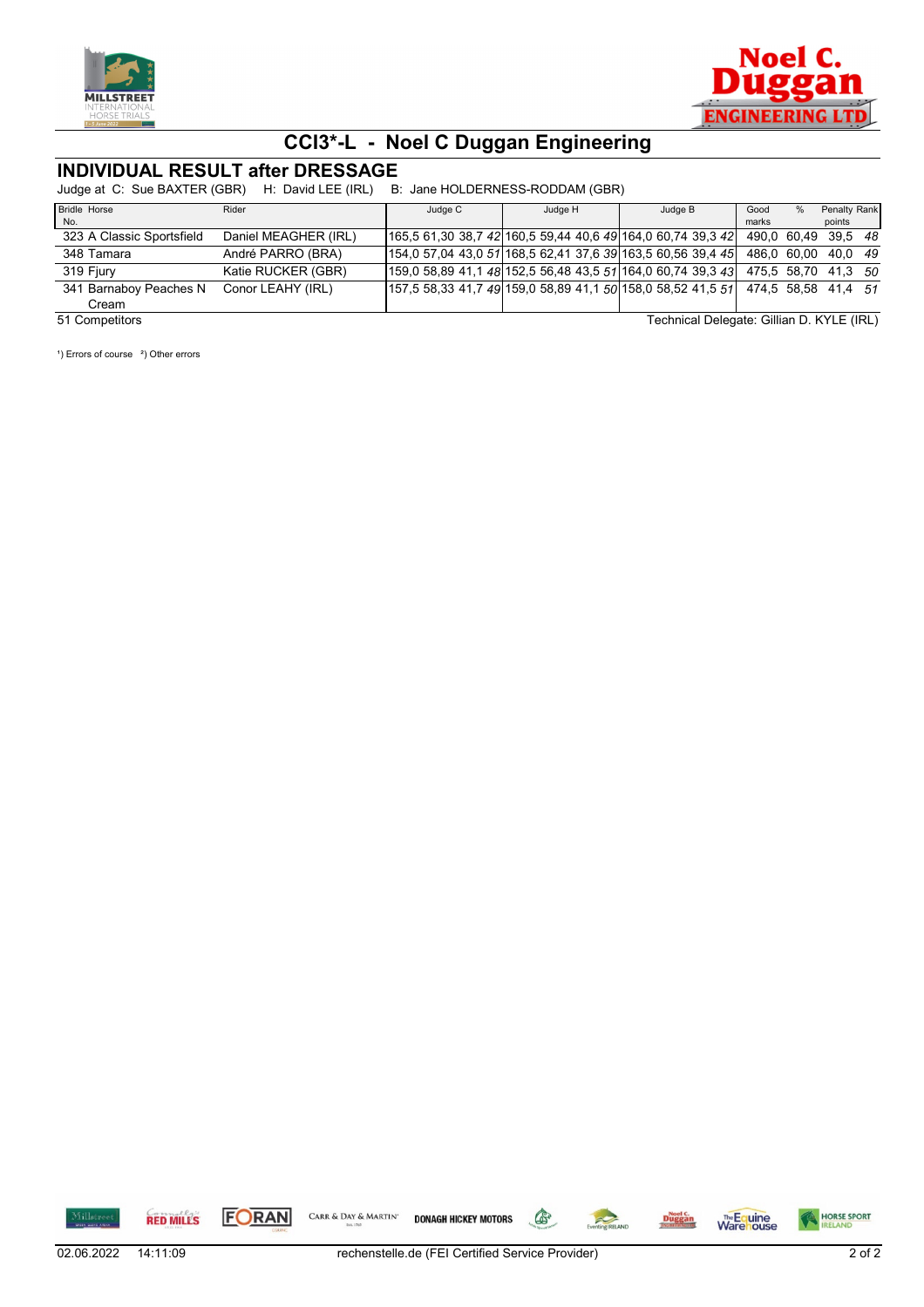# CCI3*-L - Noel C Duggan Engineering

## INDIVIDUAL RESULT after DRESSAGE

Judge at C: Sue BAXTER (GBR) H: David LEE (IRL) B: Jane HOLDERNESS-RODDAM (GBR)

| Bridle No. | Horse | Rider | Judge C | Judge H | Judge B | Good marks | % | Penalty points | Rank |
|---|---|---|---|---|---|---|---|---|---|
| 323 | A Classic Sportsfield | Daniel MEAGHER (IRL) | 165,5 61,30 38,7 *42* | 160,5 59,44 40,6 *49* | 164,0 60,74 39,3 *42* | 490,0 | 60,49 | 39,5 | *48* |
| 348 | Tamara | André PARRO (BRA) | 154,0 57,04 43,0 *51* | 168,5 62,41 37,6 *39* | 163,5 60,56 39,4 *45* | 486,0 | 60,00 | 40,0 | *49* |
| 319 | Fjury | Katie RUCKER (GBR) | 159,0 58,89 41,1 *48* | 152,5 56,48 43,5 *51* | 164,0 60,74 39,3 *43* | 475,5 | 58,70 | 41,3 | *50* |
| 341 | Barnaboy Peaches N Cream | Conor LEAHY (IRL) | 157,5 58,33 41,7 *49* | 159,0 58,89 41,1 *50* | 158,0 58,52 41,5 *51* | 474,5 | 58,58 | 41,4 | *51* |

51 Competitors

Technical Delegate: Gillian D. KYLE (IRL)

[1]) Errors of course [2]) Other errors

02.06.2022 14:11:09 rechenstelle.de (FEI Certified Service Provider)